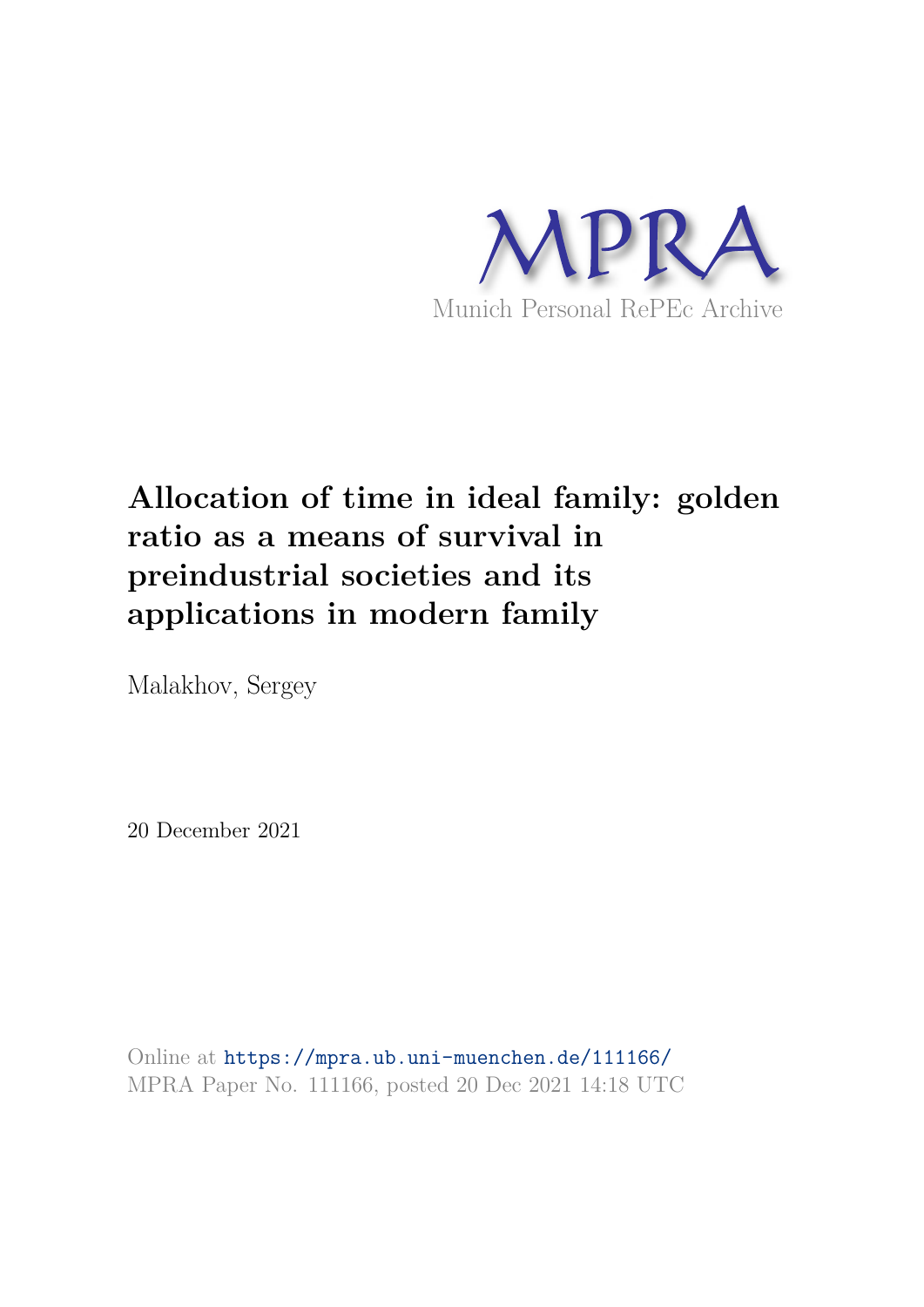MPRA

Munich Personal RePEc Archive

# Allocation of time in ideal family: golden ratio as a means of survival in preindustrial societies and its applications in modern family

Malakhov, Sergey

20 December 2021

Online at https://mpra.ub.uni-muenchen.de/111166/
MPRA Paper No. 111166, posted 20 Dec 2021 14:18 UTC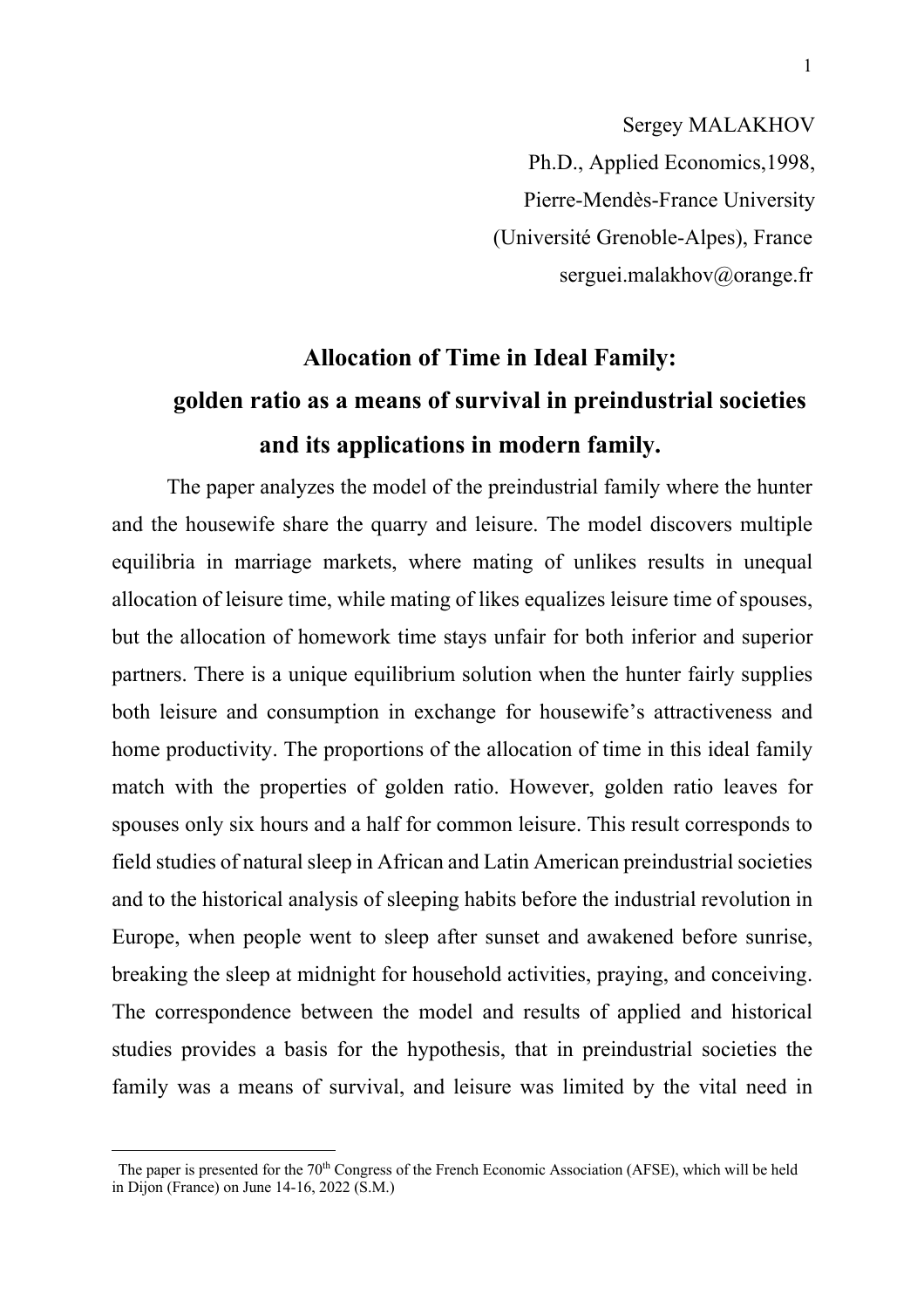Sergey MALAKHOV

Ph.D., Applied Economics,1998,

Pierre-Mendès-France University

(Université Grenoble-Alpes), France

serguei.malakhov@orange.fr

# Allocation of Time in Ideal Family: golden ratio as a means of survival in preindustrial societies and its applications in modern family.

The paper analyzes the model of the preindustrial family where the hunter and the housewife share the quarry and leisure. The model discovers multiple equilibria in marriage markets, where mating of unlikes results in unequal allocation of leisure time, while mating of likes equalizes leisure time of spouses, but the allocation of homework time stays unfair for both inferior and superior partners. There is a unique equilibrium solution when the hunter fairly supplies both leisure and consumption in exchange for housewife's attractiveness and home productivity. The proportions of the allocation of time in this ideal family match with the properties of golden ratio. However, golden ratio leaves for spouses only six hours and a half for common leisure. This result corresponds to field studies of natural sleep in African and Latin American preindustrial societies and to the historical analysis of sleeping habits before the industrial revolution in Europe, when people went to sleep after sunset and awakened before sunrise, breaking the sleep at midnight for household activities, praying, and conceiving. The correspondence between the model and results of applied and historical studies provides a basis for the hypothesis, that in preindustrial societies the family was a means of survival, and leisure was limited by the vital need in

The paper is presented for the 70th Congress of the French Economic Association (AFSE), which will be held in Dijon (France) on June 14-16, 2022 (S.M.)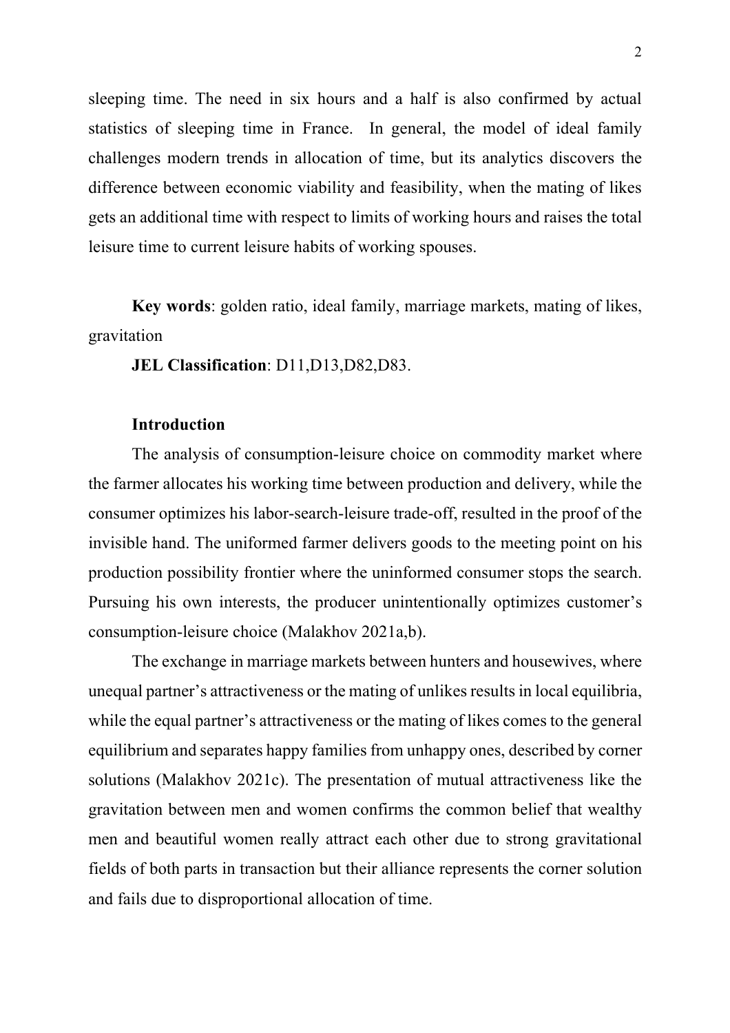sleeping time. The need in six hours and a half is also confirmed by actual statistics of sleeping time in France. In general, the model of ideal family challenges modern trends in allocation of time, but its analytics discovers the difference between economic viability and feasibility, when the mating of likes gets an additional time with respect to limits of working hours and raises the total leisure time to current leisure habits of working spouses.

**Key words**: golden ratio, ideal family, marriage markets, mating of likes, gravitation

**JEL Classification**: D11,D13,D82,D83.

## Introduction

The analysis of consumption-leisure choice on commodity market where the farmer allocates his working time between production and delivery, while the consumer optimizes his labor-search-leisure trade-off, resulted in the proof of the invisible hand. The uniformed farmer delivers goods to the meeting point on his production possibility frontier where the uninformed consumer stops the search. Pursuing his own interests, the producer unintentionally optimizes customer's consumption-leisure choice (Malakhov 2021a,b).

The exchange in marriage markets between hunters and housewives, where unequal partner's attractiveness or the mating of unlikes results in local equilibria, while the equal partner's attractiveness or the mating of likes comes to the general equilibrium and separates happy families from unhappy ones, described by corner solutions (Malakhov 2021c). The presentation of mutual attractiveness like the gravitation between men and women confirms the common belief that wealthy men and beautiful women really attract each other due to strong gravitational fields of both parts in transaction but their alliance represents the corner solution and fails due to disproportional allocation of time.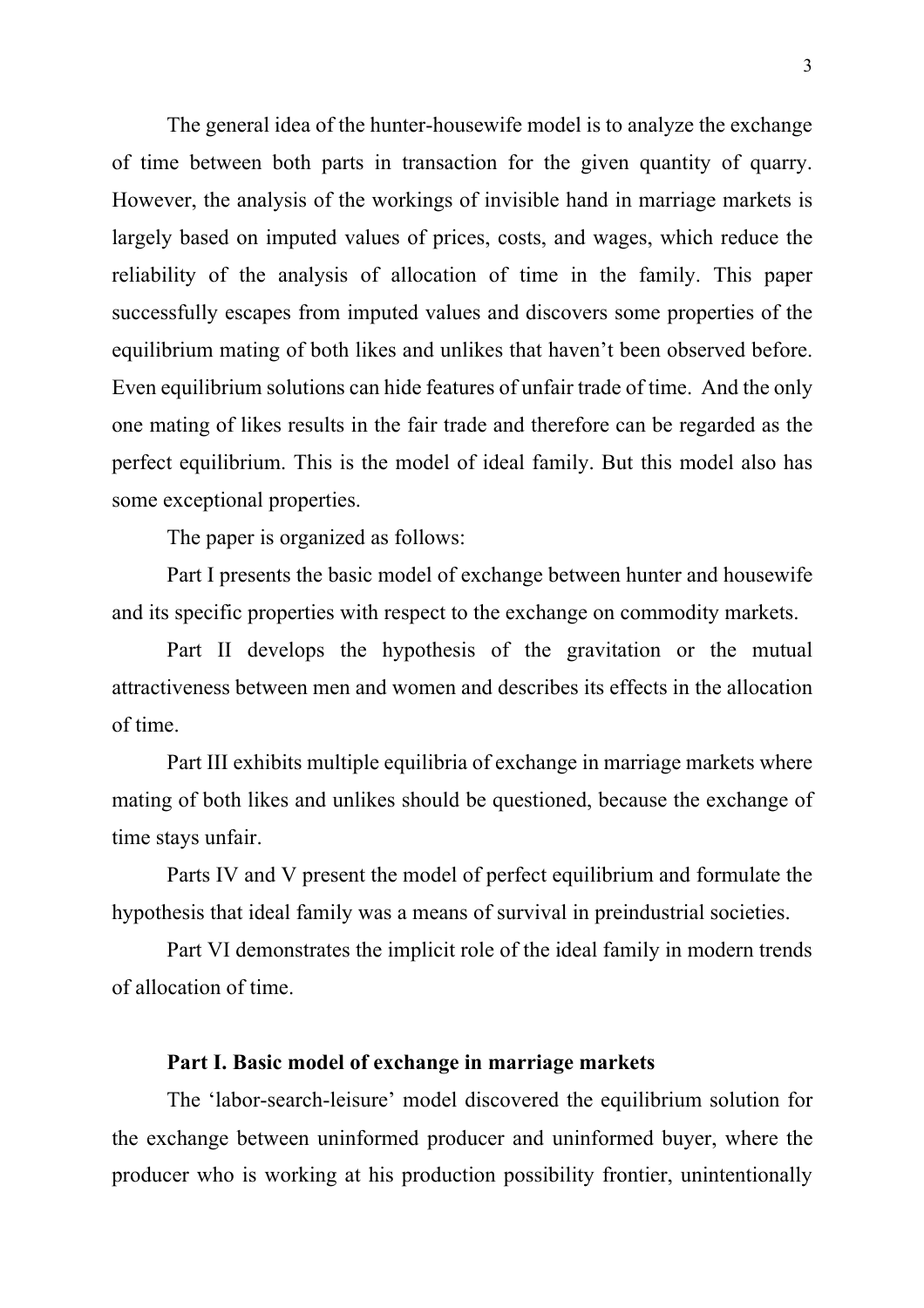The general idea of the hunter-housewife model is to analyze the exchange of time between both parts in transaction for the given quantity of quarry. However, the analysis of the workings of invisible hand in marriage markets is largely based on imputed values of prices, costs, and wages, which reduce the reliability of the analysis of allocation of time in the family. This paper successfully escapes from imputed values and discovers some properties of the equilibrium mating of both likes and unlikes that haven't been observed before. Even equilibrium solutions can hide features of unfair trade of time. And the only one mating of likes results in the fair trade and therefore can be regarded as the perfect equilibrium. This is the model of ideal family. But this model also has some exceptional properties.

The paper is organized as follows:

Part I presents the basic model of exchange between hunter and housewife and its specific properties with respect to the exchange on commodity markets.

Part II develops the hypothesis of the gravitation or the mutual attractiveness between men and women and describes its effects in the allocation of time.

Part III exhibits multiple equilibria of exchange in marriage markets where mating of both likes and unlikes should be questioned, because the exchange of time stays unfair.

Parts IV and V present the model of perfect equilibrium and formulate the hypothesis that ideal family was a means of survival in preindustrial societies.

Part VI demonstrates the implicit role of the ideal family in modern trends of allocation of time.

## Part I. Basic model of exchange in marriage markets

The 'labor-search-leisure' model discovered the equilibrium solution for the exchange between uninformed producer and uninformed buyer, where the producer who is working at his production possibility frontier, unintentionally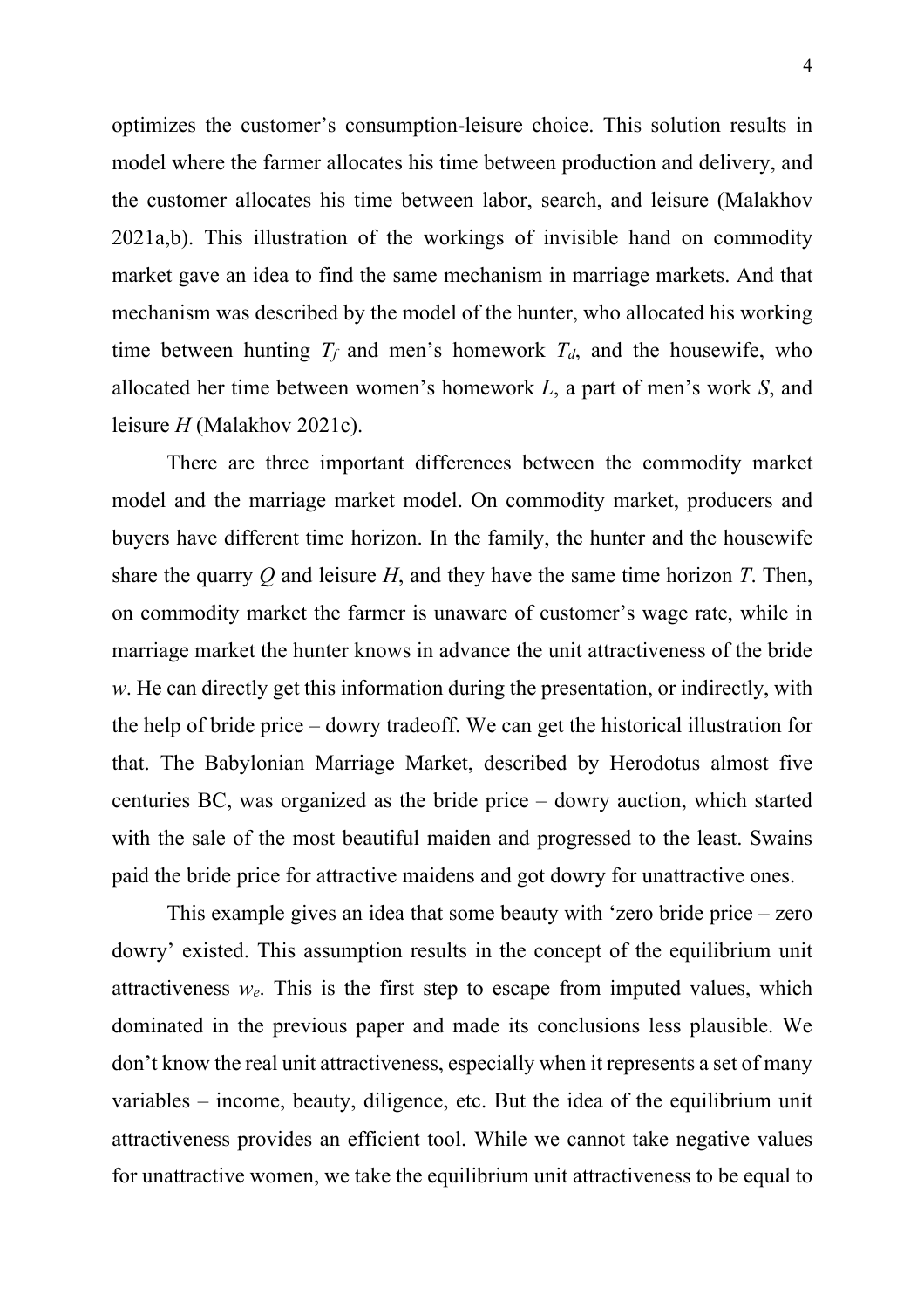optimizes the customer's consumption-leisure choice. This solution results in model where the farmer allocates his time between production and delivery, and the customer allocates his time between labor, search, and leisure (Malakhov 2021a,b). This illustration of the workings of invisible hand on commodity market gave an idea to find the same mechanism in marriage markets. And that mechanism was described by the model of the hunter, who allocated his working time between hunting $T_f$ and men's homework $T_d$, and the housewife, who allocated her time between women's homework $L$, a part of men's work $S$, and leisure $H$ (Malakhov 2021c).

There are three important differences between the commodity market model and the marriage market model. On commodity market, producers and buyers have different time horizon. In the family, the hunter and the housewife share the quarry $Q$ and leisure $H$, and they have the same time horizon $T$. Then, on commodity market the farmer is unaware of customer's wage rate, while in marriage market the hunter knows in advance the unit attractiveness of the bride $w$. He can directly get this information during the presentation, or indirectly, with the help of bride price – dowry tradeoff. We can get the historical illustration for that. The Babylonian Marriage Market, described by Herodotus almost five centuries BC, was organized as the bride price – dowry auction, which started with the sale of the most beautiful maiden and progressed to the least. Swains paid the bride price for attractive maidens and got dowry for unattractive ones.

This example gives an idea that some beauty with 'zero bride price – zero dowry' existed. This assumption results in the concept of the equilibrium unit attractiveness $w_e$. This is the first step to escape from imputed values, which dominated in the previous paper and made its conclusions less plausible. We don't know the real unit attractiveness, especially when it represents a set of many variables – income, beauty, diligence, etc. But the idea of the equilibrium unit attractiveness provides an efficient tool. While we cannot take negative values for unattractive women, we take the equilibrium unit attractiveness to be equal to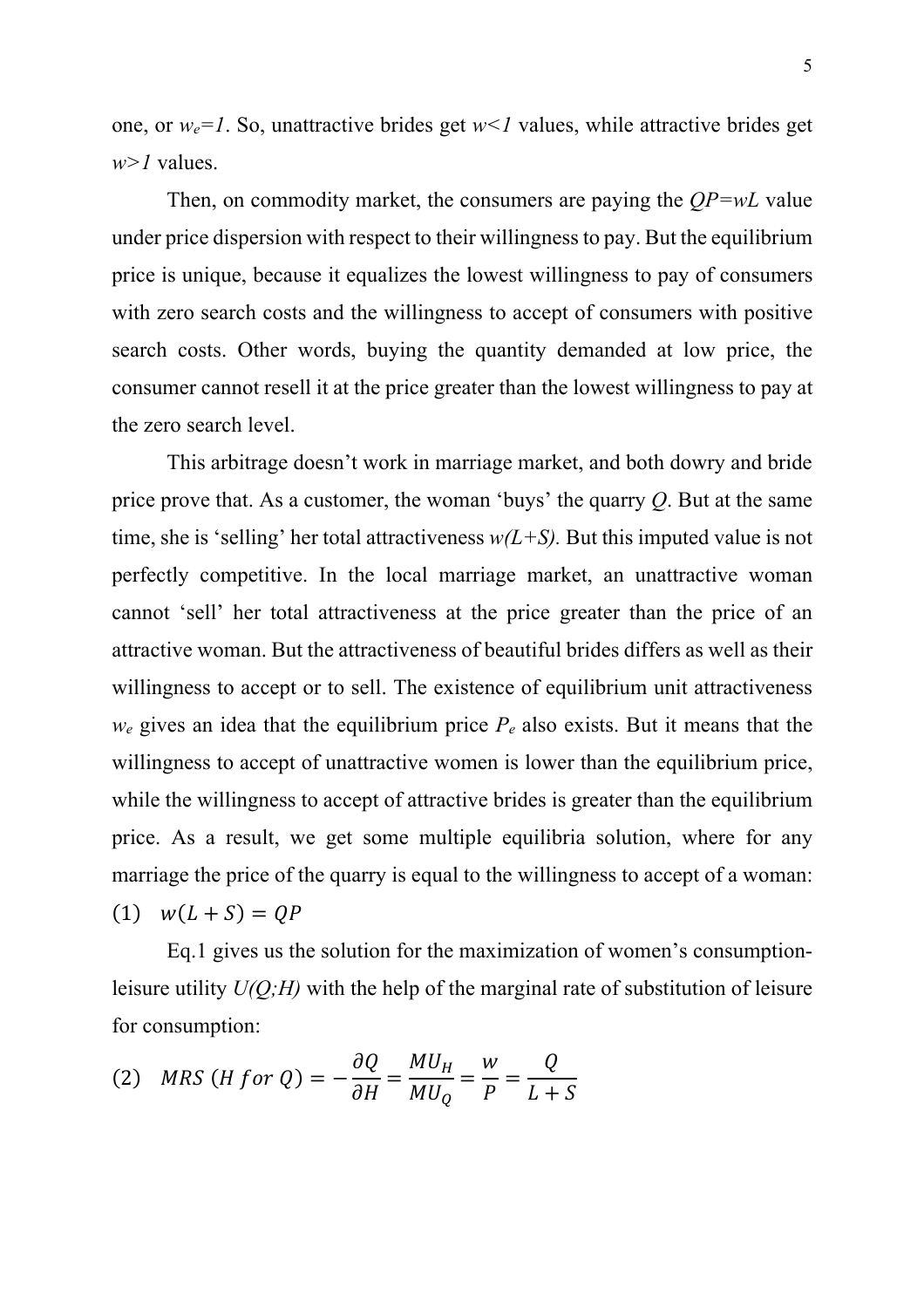one, or $w_e=1$. So, unattractive brides get $w<1$ values, while attractive brides get $w>1$ values.

Then, on commodity market, the consumers are paying the $QP=wL$ value under price dispersion with respect to their willingness to pay. But the equilibrium price is unique, because it equalizes the lowest willingness to pay of consumers with zero search costs and the willingness to accept of consumers with positive search costs. Other words, buying the quantity demanded at low price, the consumer cannot resell it at the price greater than the lowest willingness to pay at the zero search level.

This arbitrage doesn't work in marriage market, and both dowry and bride price prove that. As a customer, the woman 'buys' the quarry $Q$. But at the same time, she is 'selling' her total attractiveness $w(L+S)$. But this imputed value is not perfectly competitive. In the local marriage market, an unattractive woman cannot 'sell' her total attractiveness at the price greater than the price of an attractive woman. But the attractiveness of beautiful brides differs as well as their willingness to accept or to sell. The existence of equilibrium unit attractiveness $w_e$ gives an idea that the equilibrium price $P_e$ also exists. But it means that the willingness to accept of unattractive women is lower than the equilibrium price, while the willingness to accept of attractive brides is greater than the equilibrium price. As a result, we get some multiple equilibria solution, where for any marriage the price of the quarry is equal to the willingness to accept of a woman:

$$(1) \quad w(L+S) = QP$$

Eq.1 gives us the solution for the maximization of women's consumption-leisure utility $U(Q;H)$ with the help of the marginal rate of substitution of leisure for consumption:

$$(2) \quad MRS\ (H\ for\ Q) = -\frac{\partial Q}{\partial H} = \frac{MU_H}{MU_Q} = \frac{w}{P} = \frac{Q}{L+S}$$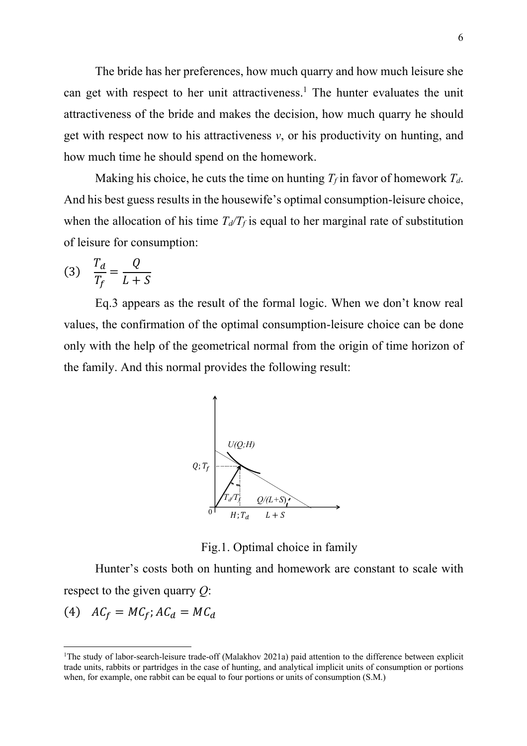The bride has her preferences, how much quarry and how much leisure she can get with respect to her unit attractiveness.[1] The hunter evaluates the unit attractiveness of the bride and makes the decision, how much quarry he should get with respect now to his attractiveness *v*, or his productivity on hunting, and how much time he should spend on the homework.

Making his choice, he cuts the time on hunting $T_f$ in favor of homework $T_d$. And his best guess results in the housewife's optimal consumption-leisure choice, when the allocation of his time $T_d/T_f$ is equal to her marginal rate of substitution of leisure for consumption:

$$\frac{T_d}{T_f} = \frac{Q}{L+S} \tag{3}$$

Eq.3 appears as the result of the formal logic. When we don't know real values, the confirmation of the optimal consumption-leisure choice can be done only with the help of the geometrical normal from the origin of time horizon of the family. And this normal provides the following result:

Fig.1. Optimal choice in family

Hunter's costs both on hunting and homework are constant to scale with respect to the given quarry $Q$:

$$AC_f = MC_f; AC_d = MC_d \tag{4}$$

[1]The study of labor-search-leisure trade-off (Malakhov 2021a) paid attention to the difference between explicit trade units, rabbits or partridges in the case of hunting, and analytical implicit units of consumption or portions when, for example, one rabbit can be equal to four portions or units of consumption (S.M.)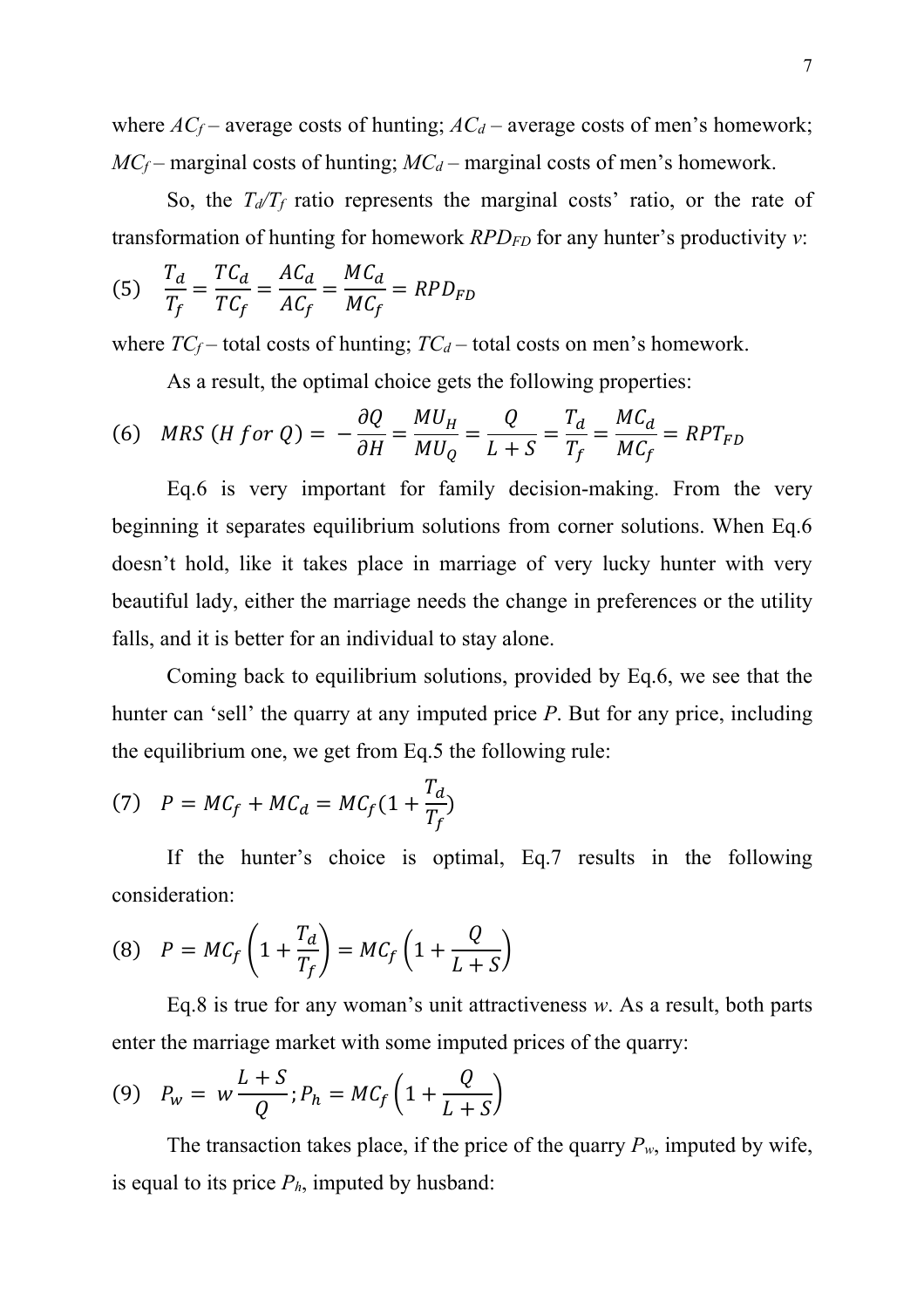where $AC_f$ – average costs of hunting; $AC_d$ – average costs of men's homework; $MC_f$ – marginal costs of hunting; $MC_d$ – marginal costs of men's homework.

So, the $T_d/T_f$ ratio represents the marginal costs' ratio, or the rate of transformation of hunting for homework $RPD_{FD}$ for any hunter's productivity $v$:

$$(5) \quad \frac{T_d}{T_f} = \frac{TC_d}{TC_f} = \frac{AC_d}{AC_f} = \frac{MC_d}{MC_f} = RPD_{FD}$$

where $TC_f$ – total costs of hunting; $TC_d$ – total costs on men's homework.

As a result, the optimal choice gets the following properties:

$$(6) \quad MRS\ (H\ for\ Q) = -\frac{\partial Q}{\partial H} = \frac{MU_H}{MU_Q} = \frac{Q}{L+S} = \frac{T_d}{T_f} = \frac{MC_d}{MC_f} = RPT_{FD}$$

Eq.6 is very important for family decision-making. From the very beginning it separates equilibrium solutions from corner solutions. When Eq.6 doesn't hold, like it takes place in marriage of very lucky hunter with very beautiful lady, either the marriage needs the change in preferences or the utility falls, and it is better for an individual to stay alone.

Coming back to equilibrium solutions, provided by Eq.6, we see that the hunter can 'sell' the quarry at any imputed price $P$. But for any price, including the equilibrium one, we get from Eq.5 the following rule:

$$(7) \quad P = MC_f + MC_d = MC_f(1 + \frac{T_d}{T_f})$$

If the hunter's choice is optimal, Eq.7 results in the following consideration:

$$(8) \quad P = MC_f\left(1 + \frac{T_d}{T_f}\right) = MC_f\left(1 + \frac{Q}{L+S}\right)$$

Eq.8 is true for any woman's unit attractiveness $w$. As a result, both parts enter the marriage market with some imputed prices of the quarry:

$$(9) \quad P_w = w\frac{L+S}{Q}; P_h = MC_f\left(1 + \frac{Q}{L+S}\right)$$

The transaction takes place, if the price of the quarry $P_w$, imputed by wife, is equal to its price $P_h$, imputed by husband: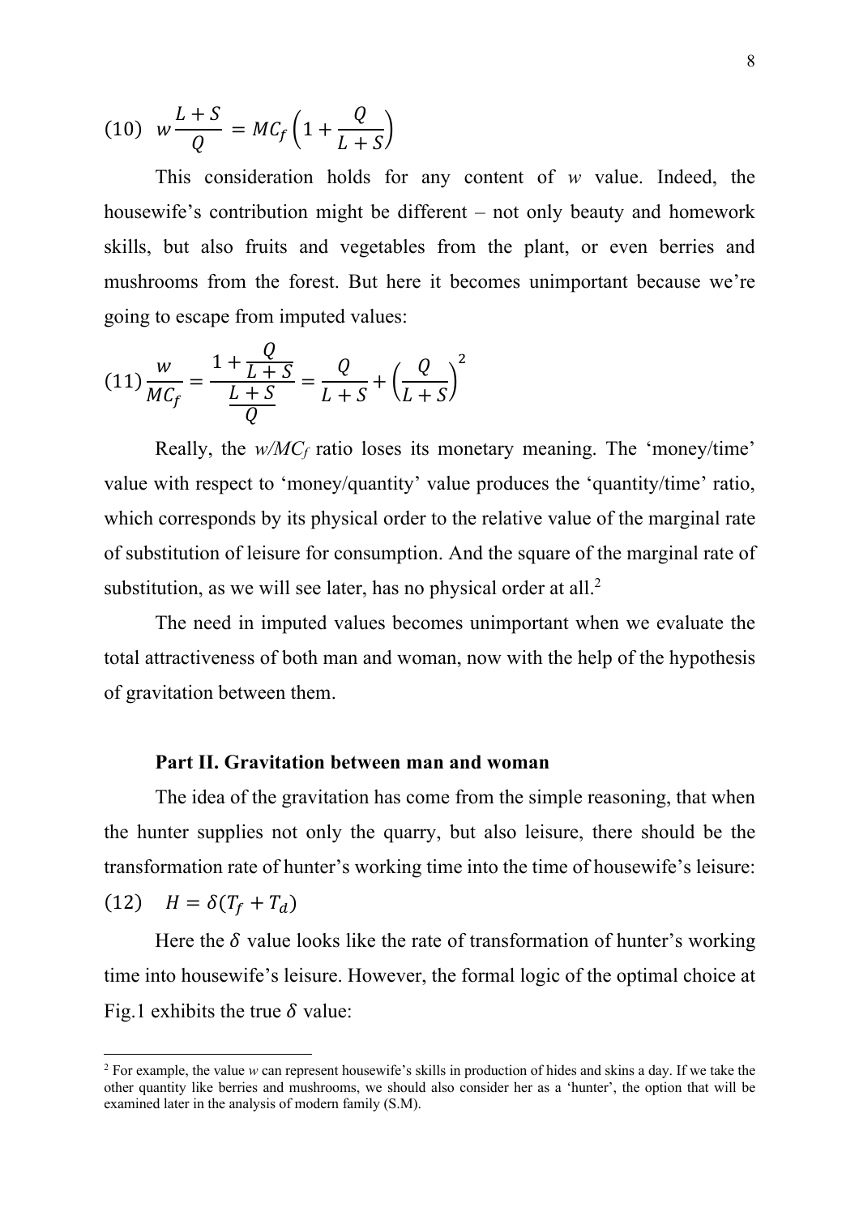$$(10)\quad w\frac{L+S}{Q} = MC_f\left(1+\frac{Q}{L+S}\right)$$

This consideration holds for any content of $w$ value. Indeed, the housewife's contribution might be different – not only beauty and homework skills, but also fruits and vegetables from the plant, or even berries and mushrooms from the forest. But here it becomes unimportant because we're going to escape from imputed values:

$$(11)\ \frac{w}{MC_f} = \frac{1+\frac{Q}{L+S}}{\frac{L+S}{Q}} = \frac{Q}{L+S} + \left(\frac{Q}{L+S}\right)^2$$

Really, the $w/MC_f$ ratio loses its monetary meaning. The 'money/time' value with respect to 'money/quantity' value produces the 'quantity/time' ratio, which corresponds by its physical order to the relative value of the marginal rate of substitution of leisure for consumption. And the square of the marginal rate of substitution, as we will see later, has no physical order at all.[2]

The need in imputed values becomes unimportant when we evaluate the total attractiveness of both man and woman, now with the help of the hypothesis of gravitation between them.

## Part II. Gravitation between man and woman

The idea of the gravitation has come from the simple reasoning, that when the hunter supplies not only the quarry, but also leisure, there should be the transformation rate of hunter's working time into the time of housewife's leisure:

$$(12)\quad H = \delta(T_f + T_d)$$

Here the $\delta$ value looks like the rate of transformation of hunter's working time into housewife's leisure. However, the formal logic of the optimal choice at Fig.1 exhibits the true $\delta$ value:

[2] For example, the value $w$ can represent housewife's skills in production of hides and skins a day. If we take the other quantity like berries and mushrooms, we should also consider her as a 'hunter', the option that will be examined later in the analysis of modern family (S.M).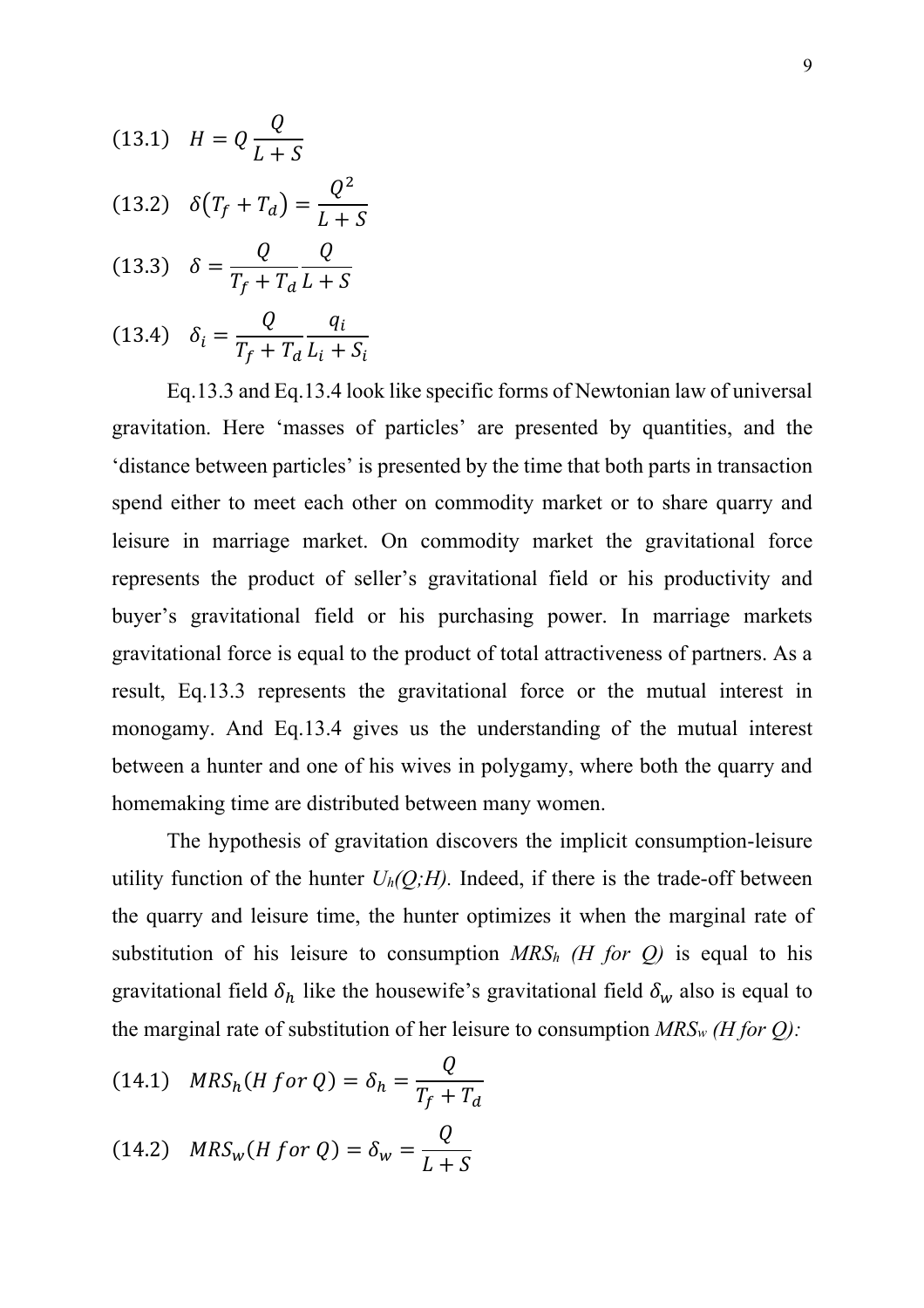$$(13.1)\quad H = Q\frac{Q}{L+S}$$

$$(13.2)\quad \delta\left(T_f + T_d\right) = \frac{Q^2}{L+S}$$

$$(13.3)\quad \delta = \frac{Q}{T_f + T_d}\frac{Q}{L+S}$$

$$(13.4)\quad \delta_i = \frac{Q}{T_f + T_d}\frac{q_i}{L_i + S_i}$$

Eq.13.3 and Eq.13.4 look like specific forms of Newtonian law of universal gravitation. Here 'masses of particles' are presented by quantities, and the 'distance between particles' is presented by the time that both parts in transaction spend either to meet each other on commodity market or to share quarry and leisure in marriage market. On commodity market the gravitational force represents the product of seller's gravitational field or his productivity and buyer's gravitational field or his purchasing power. In marriage markets gravitational force is equal to the product of total attractiveness of partners. As a result, Eq.13.3 represents the gravitational force or the mutual interest in monogamy. And Eq.13.4 gives us the understanding of the mutual interest between a hunter and one of his wives in polygamy, where both the quarry and homemaking time are distributed between many women.

The hypothesis of gravitation discovers the implicit consumption-leisure utility function of the hunter $U_h(Q;H)$. Indeed, if there is the trade-off between the quarry and leisure time, the hunter optimizes it when the marginal rate of substitution of his leisure to consumption $MRS_h$ *(H for Q)* is equal to his gravitational field $\delta_h$ like the housewife's gravitational field $\delta_w$ also is equal to the marginal rate of substitution of her leisure to consumption $MRS_w$ *(H for Q)*:

$$(14.1)\quad MRS_h(H\ for\ Q) = \delta_h = \frac{Q}{T_f + T_d}$$

$$(14.2)\quad MRS_w(H\ for\ Q) = \delta_w = \frac{Q}{L+S}$$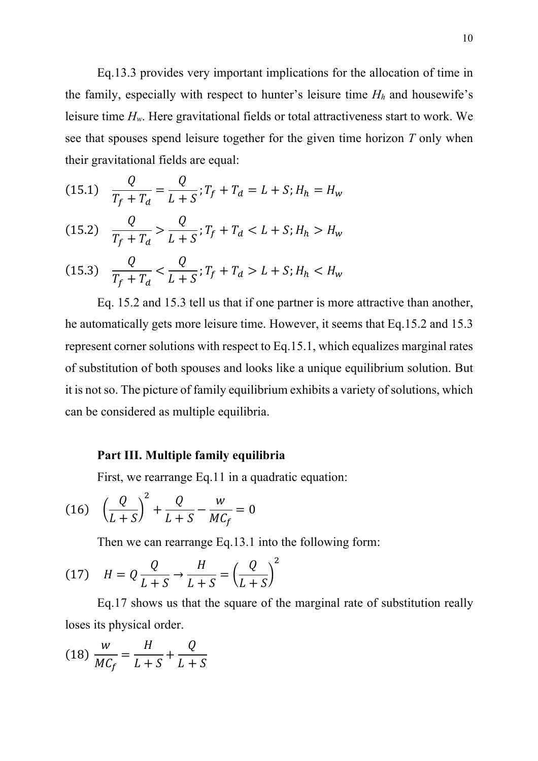Eq.13.3 provides very important implications for the allocation of time in the family, especially with respect to hunter's leisure time $H_h$ and housewife's leisure time $H_w$. Here gravitational fields or total attractiveness start to work. We see that spouses spend leisure together for the given time horizon $T$ only when their gravitational fields are equal:

$$(15.1) \quad \frac{Q}{T_f + T_d} = \frac{Q}{L + S}; T_f + T_d = L + S; H_h = H_w$$

$$(15.2) \quad \frac{Q}{T_f + T_d} > \frac{Q}{L + S}; T_f + T_d < L + S; H_h > H_w$$

$$(15.3) \quad \frac{Q}{T_f + T_d} < \frac{Q}{L + S}; T_f + T_d > L + S; H_h < H_w$$

Eq. 15.2 and 15.3 tell us that if one partner is more attractive than another, he automatically gets more leisure time. However, it seems that Eq.15.2 and 15.3 represent corner solutions with respect to Eq.15.1, which equalizes marginal rates of substitution of both spouses and looks like a unique equilibrium solution. But it is not so. The picture of family equilibrium exhibits a variety of solutions, which can be considered as multiple equilibria.

### Part III. Multiple family equilibria

First, we rearrange Eq.11 in a quadratic equation:

$$(16) \quad \left(\frac{Q}{L + S}\right)^2 + \frac{Q}{L + S} - \frac{w}{MC_f} = 0$$

Then we can rearrange Eq.13.1 into the following form:

$$(17) \quad H = Q \frac{Q}{L + S} \rightarrow \frac{H}{L + S} = \left(\frac{Q}{L + S}\right)^2$$

Eq.17 shows us that the square of the marginal rate of substitution really loses its physical order.

$$(18) \quad \frac{w}{MC_f} = \frac{H}{L + S} + \frac{Q}{L + S}$$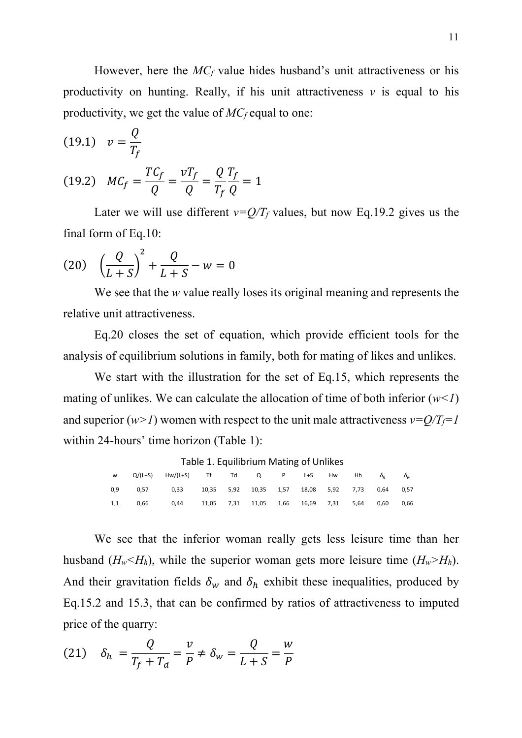However, here the $MC_f$ value hides husband's unit attractiveness or his productivity on hunting. Really, if his unit attractiveness $v$ is equal to his productivity, we get the value of $MC_f$ equal to one:

$$(19.1) \quad v = \frac{Q}{T_f}$$

$$(19.2) \quad MC_f = \frac{TC_f}{Q} = \frac{vT_f}{Q} = \frac{Q}{T_f}\frac{T_f}{Q} = 1$$

Later we will use different $v=Q/T_f$ values, but now Eq.19.2 gives us the final form of Eq.10:

$$(20) \quad \left(\frac{Q}{L+S}\right)^2 + \frac{Q}{L+S} - w = 0$$

We see that the $w$ value really loses its original meaning and represents the relative unit attractiveness.

Eq.20 closes the set of equation, which provide efficient tools for the analysis of equilibrium solutions in family, both for mating of likes and unlikes.

We start with the illustration for the set of Eq.15, which represents the mating of unlikes. We can calculate the allocation of time of both inferior ($w<1$) and superior ($w>1$) women with respect to the unit male attractiveness $v=Q/T_f=1$ within 24-hours' time horizon (Table 1):

Table 1. Equilibrium Mating of Unlikes

| w | Q/(L+S) | Hw/(L+S) | Tf | Td | Q | P | L+S | Hw | Hh | $\delta_h$ | $\delta_w$ |
|---|---|---|---|---|---|---|---|---|---|---|---|
| 0,9 | 0,57 | 0,33 | 10,35 | 5,92 | 10,35 | 1,57 | 18,08 | 5,92 | 7,73 | 0,64 | 0,57 |
| 1,1 | 0,66 | 0,44 | 11,05 | 7,31 | 11,05 | 1,66 | 16,69 | 7,31 | 5,64 | 0,60 | 0,66 |

We see that the inferior woman really gets less leisure time than her husband ($H_w<H_h$), while the superior woman gets more leisure time ($H_w>H_h$). And their gravitation fields $\delta_w$ and $\delta_h$ exhibit these inequalities, produced by Eq.15.2 and 15.3, that can be confirmed by ratios of attractiveness to imputed price of the quarry:

$$(21) \quad \delta_h = \frac{Q}{T_f + T_d} = \frac{v}{P} \neq \delta_w = \frac{Q}{L+S} = \frac{w}{P}$$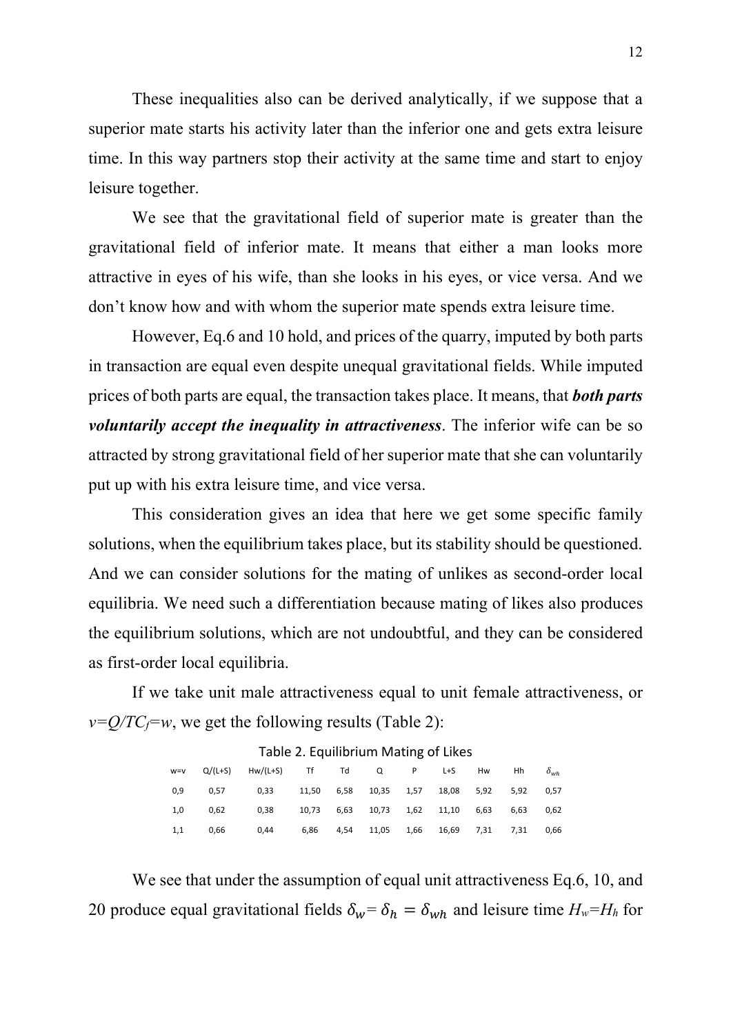These inequalities also can be derived analytically, if we suppose that a superior mate starts his activity later than the inferior one and gets extra leisure time. In this way partners stop their activity at the same time and start to enjoy leisure together.

We see that the gravitational field of superior mate is greater than the gravitational field of inferior mate. It means that either a man looks more attractive in eyes of his wife, than she looks in his eyes, or vice versa. And we don't know how and with whom the superior mate spends extra leisure time.

However, Eq.6 and 10 hold, and prices of the quarry, imputed by both parts in transaction are equal even despite unequal gravitational fields. While imputed prices of both parts are equal, the transaction takes place. It means, that ***both parts voluntarily accept the inequality in attractiveness***. The inferior wife can be so attracted by strong gravitational field of her superior mate that she can voluntarily put up with his extra leisure time, and vice versa.

This consideration gives an idea that here we get some specific family solutions, when the equilibrium takes place, but its stability should be questioned. And we can consider solutions for the mating of unlikes as second-order local equilibria. We need such a differentiation because mating of likes also produces the equilibrium solutions, which are not undoubtful, and they can be considered as first-order local equilibria.

If we take unit male attractiveness equal to unit female attractiveness, or $v=Q/TC_f=w$, we get the following results (Table 2):

Table 2. Equilibrium Mating of Likes

| w=v | Q/(L+S) | Hw/(L+S) | Tf | Td | Q | P | L+S | Hw | Hh | $\delta_{wh}$ |
|---|---|---|---|---|---|---|---|---|---|---|
| 0,9 | 0,57 | 0,33 | 11,50 | 6,58 | 10,35 | 1,57 | 18,08 | 5,92 | 5,92 | 0,57 |
| 1,0 | 0,62 | 0,38 | 10,73 | 6,63 | 10,73 | 1,62 | 11,10 | 6,63 | 6,63 | 0,62 |
| 1,1 | 0,66 | 0,44 | 6,86 | 4,54 | 11,05 | 1,66 | 16,69 | 7,31 | 7,31 | 0,66 |

We see that under the assumption of equal unit attractiveness Eq.6, 10, and 20 produce equal gravitational fields $\delta_w = \delta_h = \delta_{wh}$ and leisure time $H_w=H_h$ for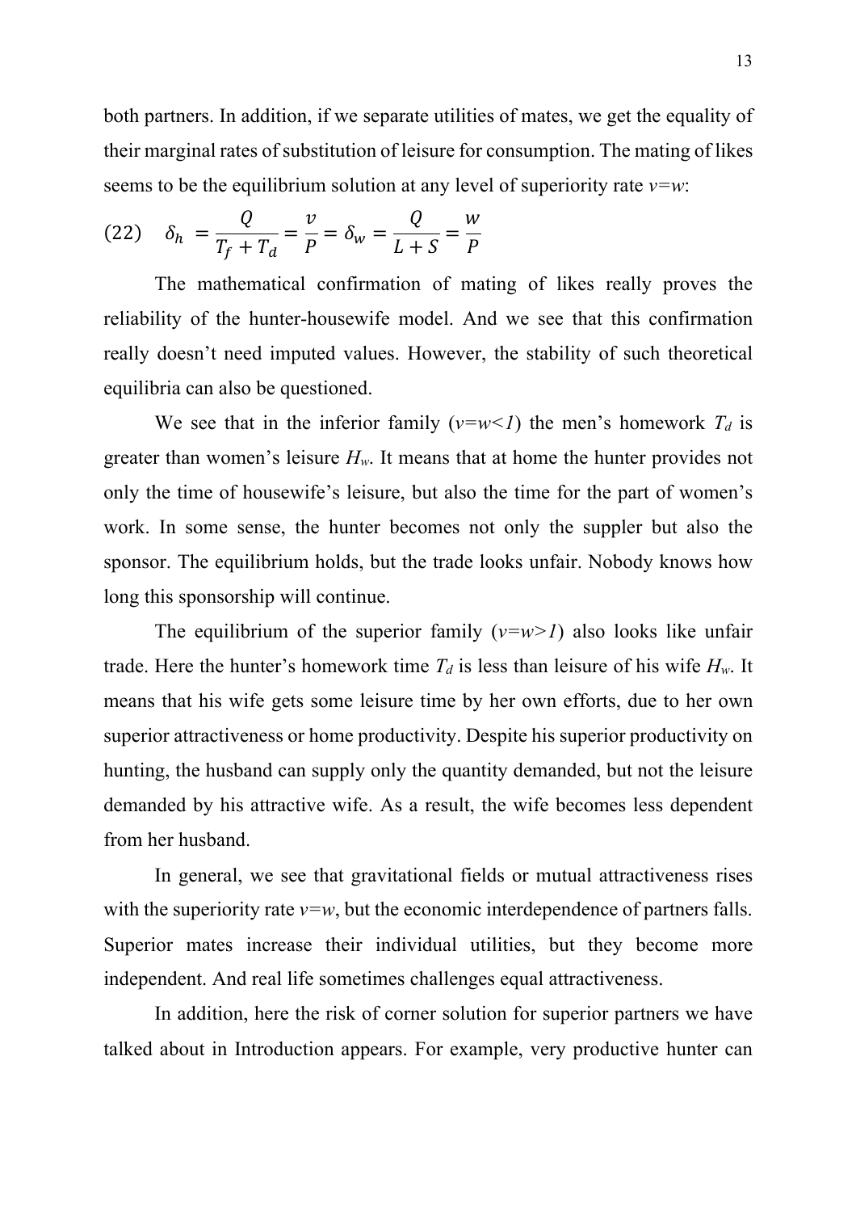both partners. In addition, if we separate utilities of mates, we get the equality of their marginal rates of substitution of leisure for consumption. The mating of likes seems to be the equilibrium solution at any level of superiority rate *v=w*:

$$(22) \quad \delta_h = \frac{Q}{T_f + T_d} = \frac{v}{P} = \delta_w = \frac{Q}{L + S} = \frac{w}{P}$$

The mathematical confirmation of mating of likes really proves the reliability of the hunter-housewife model. And we see that this confirmation really doesn't need imputed values. However, the stability of such theoretical equilibria can also be questioned.

We see that in the inferior family ($v=w<1$) the men's homework $T_d$ is greater than women's leisure $H_w$. It means that at home the hunter provides not only the time of housewife's leisure, but also the time for the part of women's work. In some sense, the hunter becomes not only the suppler but also the sponsor. The equilibrium holds, but the trade looks unfair. Nobody knows how long this sponsorship will continue.

The equilibrium of the superior family ($v=w>1$) also looks like unfair trade. Here the hunter's homework time $T_d$ is less than leisure of his wife $H_w$. It means that his wife gets some leisure time by her own efforts, due to her own superior attractiveness or home productivity. Despite his superior productivity on hunting, the husband can supply only the quantity demanded, but not the leisure demanded by his attractive wife. As a result, the wife becomes less dependent from her husband.

In general, we see that gravitational fields or mutual attractiveness rises with the superiority rate *v=w*, but the economic interdependence of partners falls. Superior mates increase their individual utilities, but they become more independent. And real life sometimes challenges equal attractiveness.

In addition, here the risk of corner solution for superior partners we have talked about in Introduction appears. For example, very productive hunter can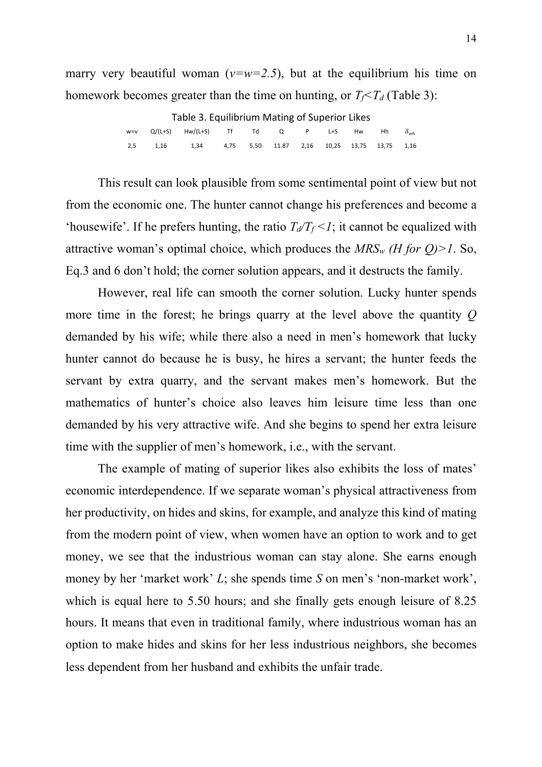marry very beautiful woman ($v$=$w$=2.5), but at the equilibrium his time on homework becomes greater than the time on hunting, or $T_f$<$T_d$ (Table 3):

Table 3. Equilibrium Mating of Superior Likes

| w=v | Q/(L+S) | Hw/(L+S) | Tf | Td | Q | P | L+S | Hw | Hh | $\delta_{wh}$ |
|---|---|---|---|---|---|---|---|---|---|---|
| 2,5 | 1,16 | 1,34 | 4,75 | 5,50 | 11.87 | 2,16 | 10,25 | 13,75 | 13,75 | 1,16 |

This result can look plausible from some sentimental point of view but not from the economic one. The hunter cannot change his preferences and become a 'housewife'. If he prefers hunting, the ratio $T_d/T_f<1$; it cannot be equalized with attractive woman's optimal choice, which produces the $MRS_w$ *(H for Q)>1*. So, Eq.3 and 6 don't hold; the corner solution appears, and it destructs the family.

However, real life can smooth the corner solution. Lucky hunter spends more time in the forest; he brings quarry at the level above the quantity $Q$ demanded by his wife; while there also a need in men's homework that lucky hunter cannot do because he is busy, he hires a servant; the hunter feeds the servant by extra quarry, and the servant makes men's homework. But the mathematics of hunter's choice also leaves him leisure time less than one demanded by his very attractive wife. And she begins to spend her extra leisure time with the supplier of men's homework, i.e., with the servant.

The example of mating of superior likes also exhibits the loss of mates' economic interdependence. If we separate woman's physical attractiveness from her productivity, on hides and skins, for example, and analyze this kind of mating from the modern point of view, when women have an option to work and to get money, we see that the industrious woman can stay alone. She earns enough money by her 'market work' $L$; she spends time $S$ on men's 'non-market work', which is equal here to 5.50 hours; and she finally gets enough leisure of 8.25 hours. It means that even in traditional family, where industrious woman has an option to make hides and skins for her less industrious neighbors, she becomes less dependent from her husband and exhibits the unfair trade.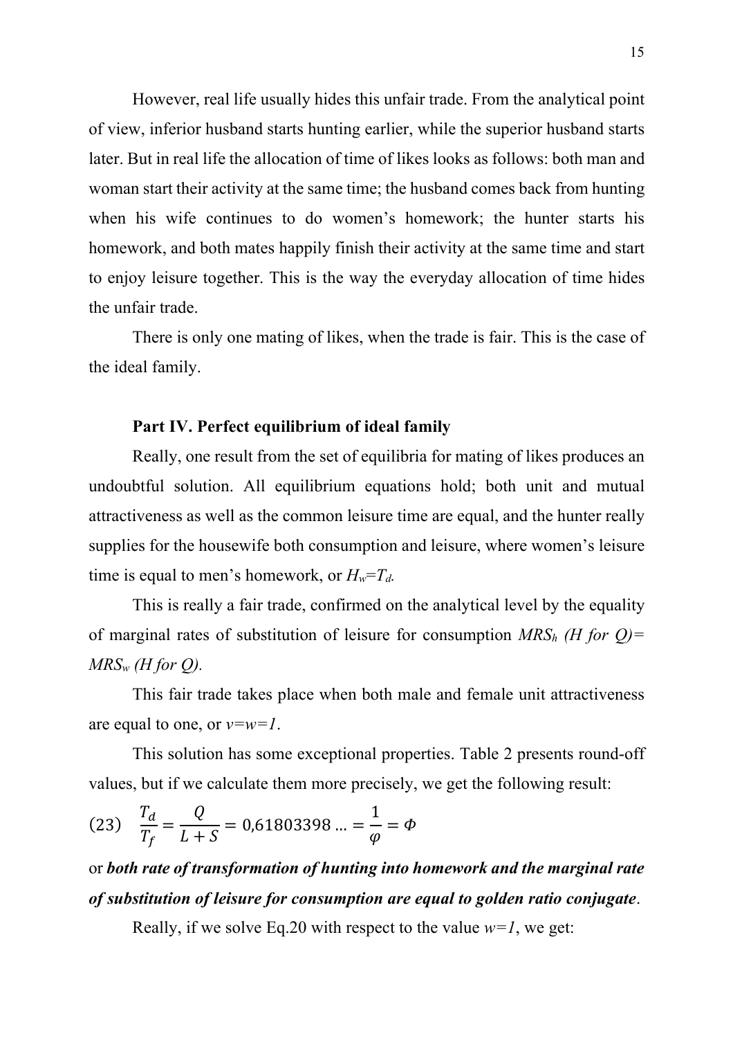However, real life usually hides this unfair trade. From the analytical point of view, inferior husband starts hunting earlier, while the superior husband starts later. But in real life the allocation of time of likes looks as follows: both man and woman start their activity at the same time; the husband comes back from hunting when his wife continues to do women's homework; the hunter starts his homework, and both mates happily finish their activity at the same time and start to enjoy leisure together. This is the way the everyday allocation of time hides the unfair trade.

There is only one mating of likes, when the trade is fair. This is the case of the ideal family.

### Part IV. Perfect equilibrium of ideal family

Really, one result from the set of equilibria for mating of likes produces an undoubtful solution. All equilibrium equations hold; both unit and mutual attractiveness as well as the common leisure time are equal, and the hunter really supplies for the housewife both consumption and leisure, where women's leisure time is equal to men's homework, or $H_w=T_d$.

This is really a fair trade, confirmed on the analytical level by the equality of marginal rates of substitution of leisure for consumption $MRS_h$ *(H for Q)*= $MRS_w$ *(H for Q)*.

This fair trade takes place when both male and female unit attractiveness are equal to one, or $v=w=1$.

This solution has some exceptional properties. Table 2 presents round-off values, but if we calculate them more precisely, we get the following result:

$$(23) \quad \frac{T_d}{T_f} = \frac{Q}{L+S} = 0{,}61803398\ldots = \frac{1}{\varphi} = \Phi$$

or ***both rate of transformation of hunting into homework and the marginal rate of substitution of leisure for consumption are equal to golden ratio conjugate***.

Really, if we solve Eq.20 with respect to the value $w=1$, we get: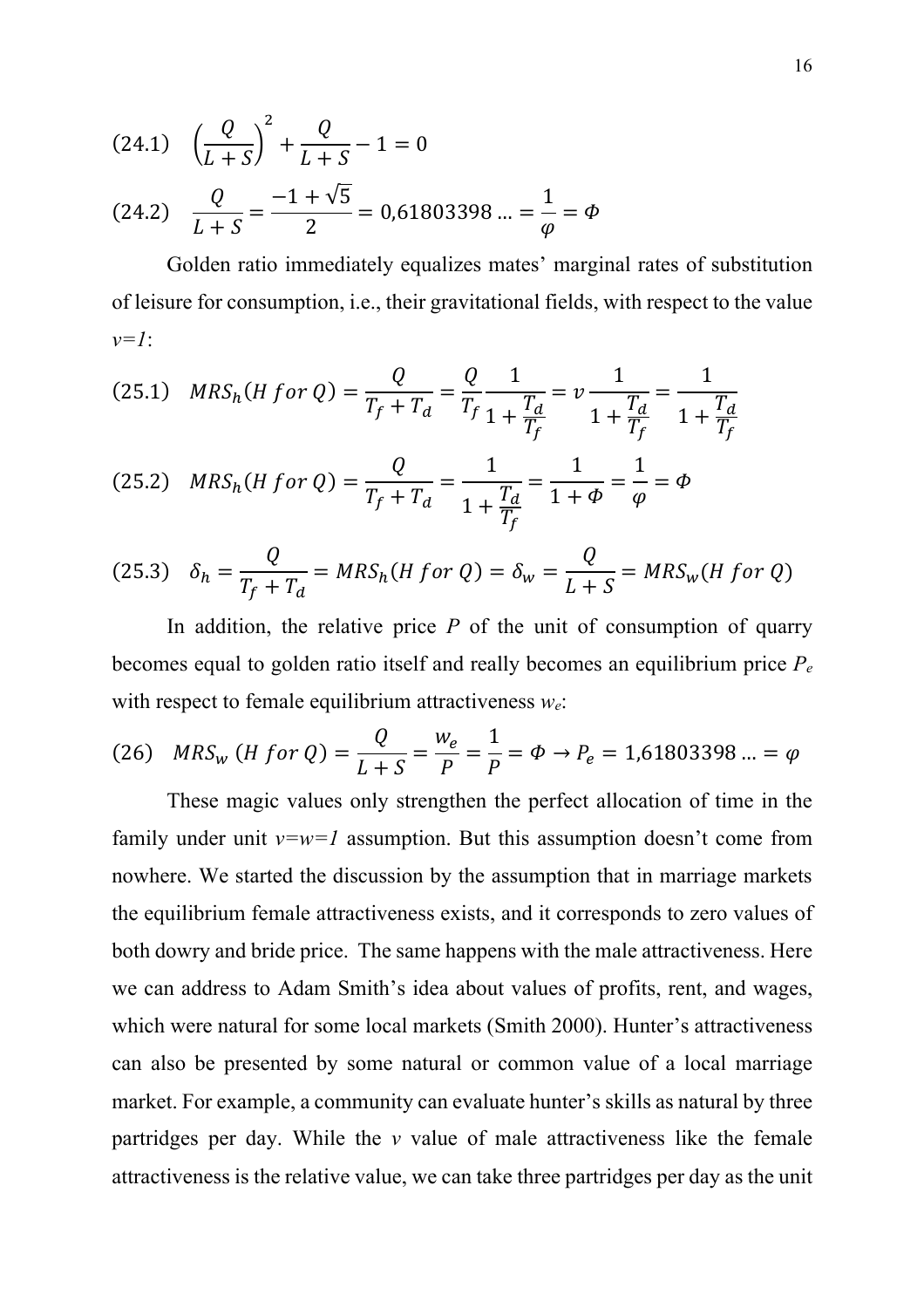$$(24.1)\quad \left(\frac{Q}{L+S}\right)^2 + \frac{Q}{L+S} - 1 = 0$$

$$(24.2)\quad \frac{Q}{L+S} = \frac{-1+\sqrt{5}}{2} = 0{,}61803398\ldots = \frac{1}{\varphi} = \Phi$$

Golden ratio immediately equalizes mates' marginal rates of substitution of leisure for consumption, i.e., their gravitational fields, with respect to the value *v=1*:

$$(25.1)\quad MRS_h(H\ for\ Q) = \frac{Q}{T_f + T_d} = \frac{Q}{T_f}\frac{1}{1+\frac{T_d}{T_f}} = v\,\frac{1}{1+\frac{T_d}{T_f}} = \frac{1}{1+\frac{T_d}{T_f}}$$

$$(25.2)\quad MRS_h(H\ for\ Q) = \frac{Q}{T_f + T_d} = \frac{1}{1+\frac{T_d}{T_f}} = \frac{1}{1+\Phi} = \frac{1}{\varphi} = \Phi$$

$$(25.3)\quad \delta_h = \frac{Q}{T_f + T_d} = MRS_h(H\ for\ Q) = \delta_w = \frac{Q}{L+S} = MRS_w(H\ for\ Q)$$

In addition, the relative price $P$ of the unit of consumption of quarry becomes equal to golden ratio itself and really becomes an equilibrium price $P_e$ with respect to female equilibrium attractiveness $w_e$:

$$(26)\quad MRS_w\ (H\ for\ Q) = \frac{Q}{L+S} = \frac{w_e}{P} = \frac{1}{P} = \Phi \rightarrow P_e = 1{,}61803398\ldots = \varphi$$

These magic values only strengthen the perfect allocation of time in the family under unit *v=w=1* assumption. But this assumption doesn't come from nowhere. We started the discussion by the assumption that in marriage markets the equilibrium female attractiveness exists, and it corresponds to zero values of both dowry and bride price. The same happens with the male attractiveness. Here we can address to Adam Smith's idea about values of profits, rent, and wages, which were natural for some local markets (Smith 2000). Hunter's attractiveness can also be presented by some natural or common value of a local marriage market. For example, a community can evaluate hunter's skills as natural by three partridges per day. While the $v$ value of male attractiveness like the female attractiveness is the relative value, we can take three partridges per day as the unit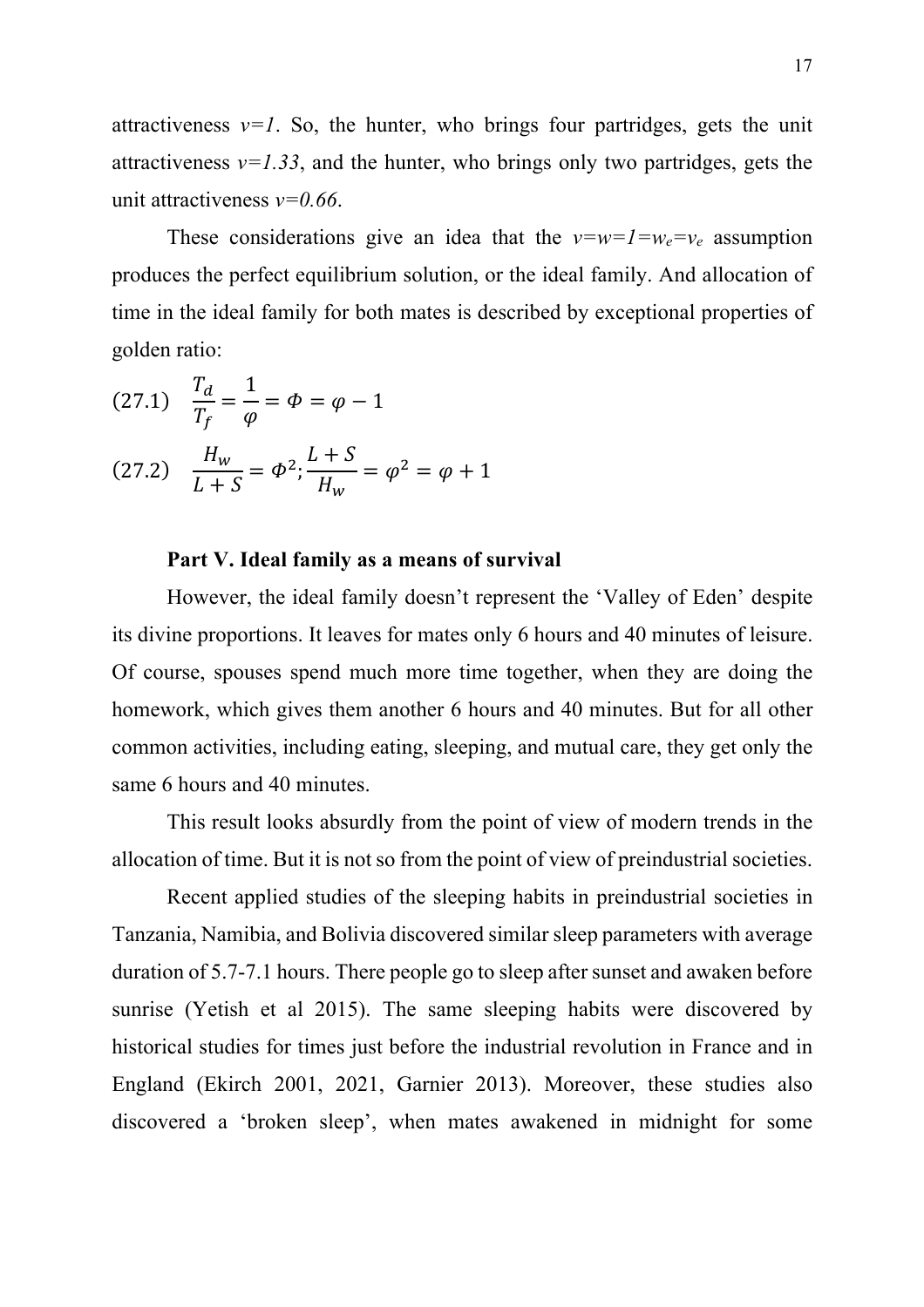attractiveness $v=1$. So, the hunter, who brings four partridges, gets the unit attractiveness $v=1.33$, and the hunter, who brings only two partridges, gets the unit attractiveness $v=0.66$.

These considerations give an idea that the $v=w=1=w_e=v_e$ assumption produces the perfect equilibrium solution, or the ideal family. And allocation of time in the ideal family for both mates is described by exceptional properties of golden ratio:

$$(27.1) \quad \frac{T_d}{T_f} = \frac{1}{\varphi} = \Phi = \varphi - 1$$

$$(27.2) \quad \frac{H_w}{L+S} = \Phi^2; \frac{L+S}{H_w} = \varphi^2 = \varphi + 1$$

**Part V. Ideal family as a means of survival**

However, the ideal family doesn't represent the 'Valley of Eden' despite its divine proportions. It leaves for mates only 6 hours and 40 minutes of leisure. Of course, spouses spend much more time together, when they are doing the homework, which gives them another 6 hours and 40 minutes. But for all other common activities, including eating, sleeping, and mutual care, they get only the same 6 hours and 40 minutes.

This result looks absurdly from the point of view of modern trends in the allocation of time. But it is not so from the point of view of preindustrial societies.

Recent applied studies of the sleeping habits in preindustrial societies in Tanzania, Namibia, and Bolivia discovered similar sleep parameters with average duration of 5.7-7.1 hours. There people go to sleep after sunset and awaken before sunrise (Yetish et al 2015). The same sleeping habits were discovered by historical studies for times just before the industrial revolution in France and in England (Ekirch 2001, 2021, Garnier 2013). Moreover, these studies also discovered a 'broken sleep', when mates awakened in midnight for some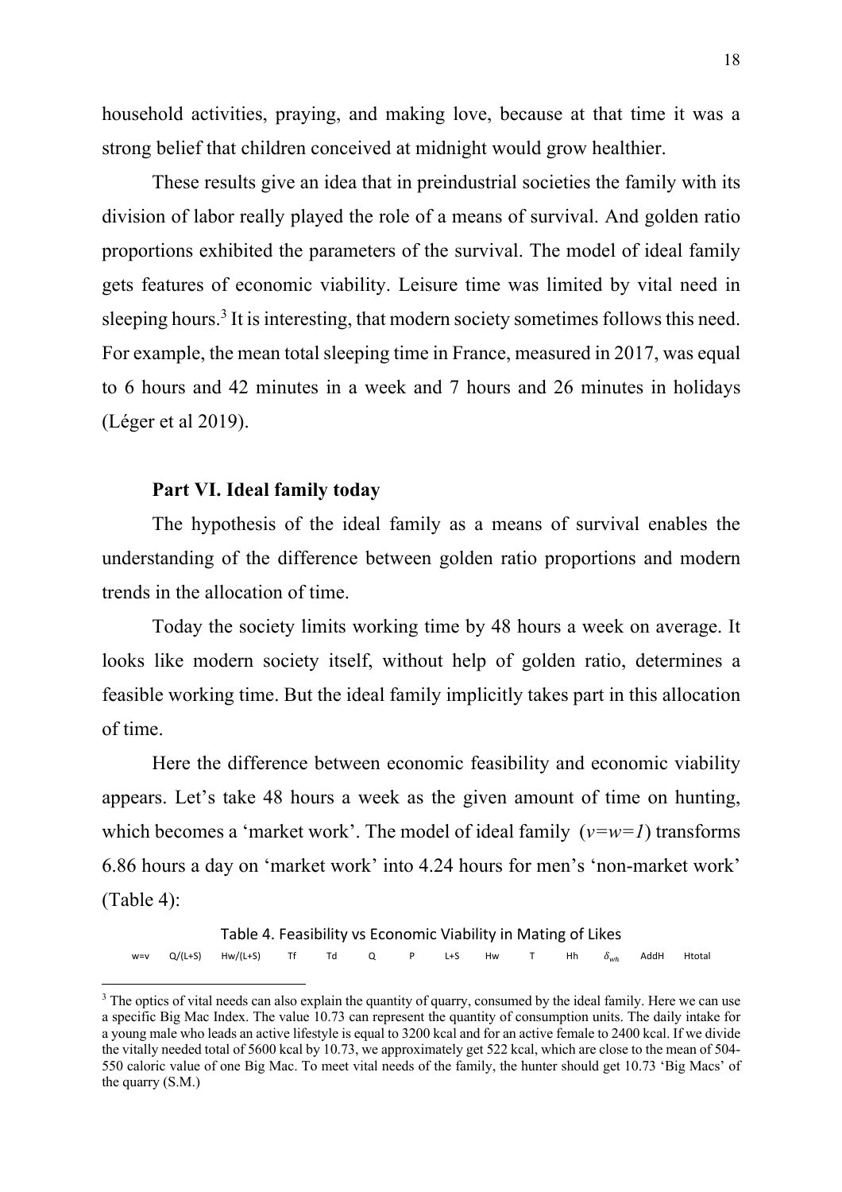household activities, praying, and making love, because at that time it was a strong belief that children conceived at midnight would grow healthier.

These results give an idea that in preindustrial societies the family with its division of labor really played the role of a means of survival. And golden ratio proportions exhibited the parameters of the survival. The model of ideal family gets features of economic viability. Leisure time was limited by vital need in sleeping hours.[3] It is interesting, that modern society sometimes follows this need. For example, the mean total sleeping time in France, measured in 2017, was equal to 6 hours and 42 minutes in a week and 7 hours and 26 minutes in holidays (Léger et al 2019).

### Part VI. Ideal family today

The hypothesis of the ideal family as a means of survival enables the understanding of the difference between golden ratio proportions and modern trends in the allocation of time.

Today the society limits working time by 48 hours a week on average. It looks like modern society itself, without help of golden ratio, determines a feasible working time. But the ideal family implicitly takes part in this allocation of time.

Here the difference between economic feasibility and economic viability appears. Let's take 48 hours a week as the given amount of time on hunting, which becomes a 'market work'. The model of ideal family ($v=w=1$) transforms 6.86 hours a day on 'market work' into 4.24 hours for men's 'non-market work' (Table 4):

Table 4. Feasibility vs Economic Viability in Mating of Likes

| w=v | Q/(L+S) | Hw/(L+S) | Tf | Td | Q | P | L+S | Hw | T | Hh | $\delta_{wh}$ | AddH | Htotal |
|---|---|---|---|---|---|---|---|---|---|---|---|---|---|

[3] The optics of vital needs can also explain the quantity of quarry, consumed by the ideal family. Here we can use a specific Big Mac Index. The value 10.73 can represent the quantity of consumption units. The daily intake for a young male who leads an active lifestyle is equal to 3200 kcal and for an active female to 2400 kcal. If we divide the vitally needed total of 5600 kcal by 10.73, we approximately get 522 kcal, which are close to the mean of 504-550 caloric value of one Big Mac. To meet vital needs of the family, the hunter should get 10.73 'Big Macs' of the quarry (S.M.)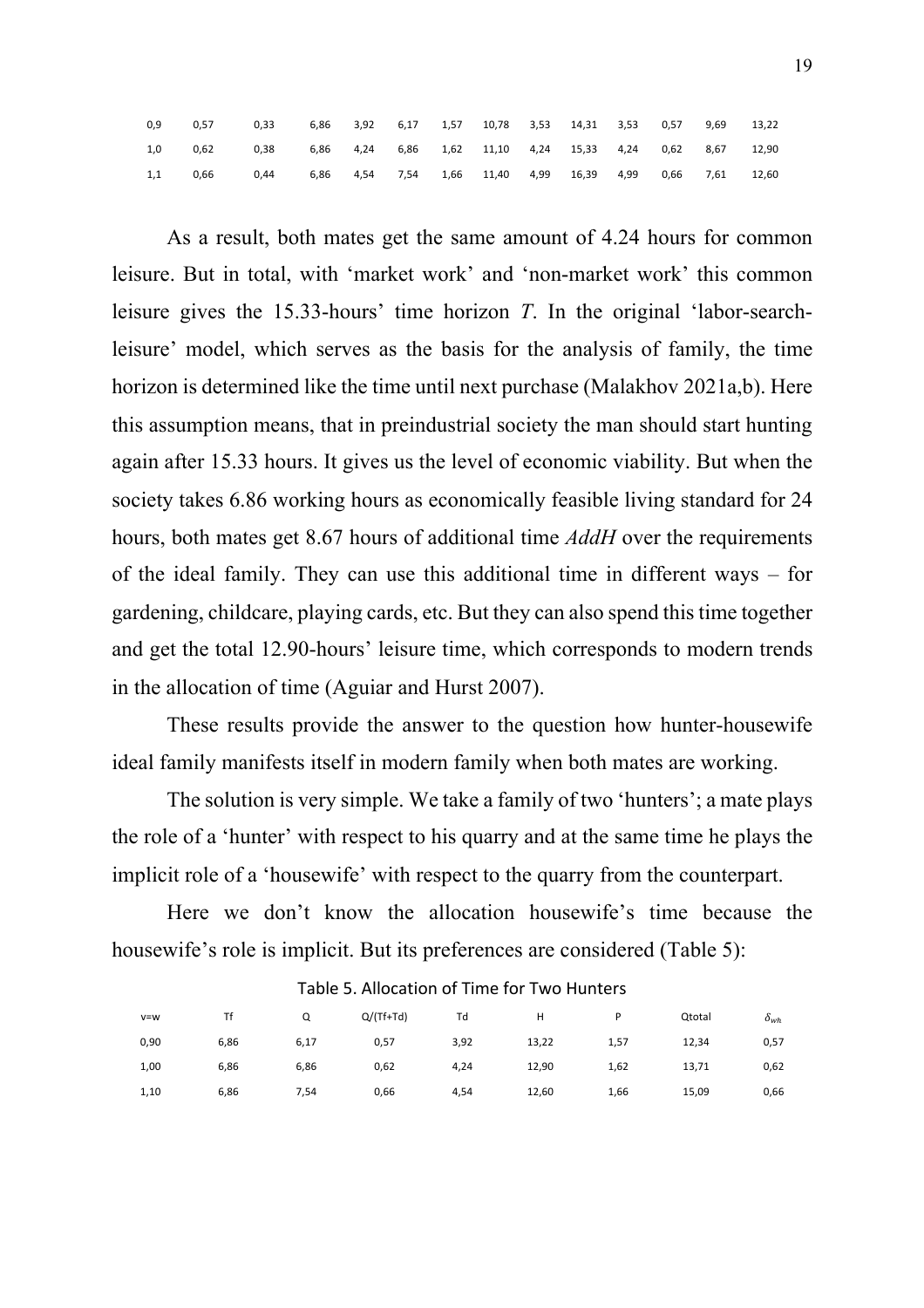| | | | | | | | | | | | | | |
|---|---|---|---|---|---|---|---|---|---|---|---|---|---|
| 0,9 | 0,57 | 0,33 | 6,86 | 3,92 | 6,17 | 1,57 | 10,78 | 3,53 | 14,31 | 3,53 | 0,57 | 9,69 | 13,22 |
| 1,0 | 0,62 | 0,38 | 6,86 | 4,24 | 6,86 | 1,62 | 11,10 | 4,24 | 15,33 | 4,24 | 0,62 | 8,67 | 12,90 |
| 1,1 | 0,66 | 0,44 | 6,86 | 4,54 | 7,54 | 1,66 | 11,40 | 4,99 | 16,39 | 4,99 | 0,66 | 7,61 | 12,60 |

As a result, both mates get the same amount of 4.24 hours for common leisure. But in total, with 'market work' and 'non-market work' this common leisure gives the 15.33-hours' time horizon *T*. In the original 'labor-search-leisure' model, which serves as the basis for the analysis of family, the time horizon is determined like the time until next purchase (Malakhov 2021a,b). Here this assumption means, that in preindustrial society the man should start hunting again after 15.33 hours. It gives us the level of economic viability. But when the society takes 6.86 working hours as economically feasible living standard for 24 hours, both mates get 8.67 hours of additional time *AddH* over the requirements of the ideal family. They can use this additional time in different ways – for gardening, childcare, playing cards, etc. But they can also spend this time together and get the total 12.90-hours' leisure time, which corresponds to modern trends in the allocation of time (Aguiar and Hurst 2007).

These results provide the answer to the question how hunter-housewife ideal family manifests itself in modern family when both mates are working.

The solution is very simple. We take a family of two 'hunters'; a mate plays the role of a 'hunter' with respect to his quarry and at the same time he plays the implicit role of a 'housewife' with respect to the quarry from the counterpart.

Here we don't know the allocation housewife's time because the housewife's role is implicit. But its preferences are considered (Table 5):

Table 5. Allocation of Time for Two Hunters

| v=w | Tf | Q | Q/(Tf+Td) | Td | H | P | Qtotal | $\delta_{wh}$ |
|---|---|---|---|---|---|---|---|---|
| 0,90 | 6,86 | 6,17 | 0,57 | 3,92 | 13,22 | 1,57 | 12,34 | 0,57 |
| 1,00 | 6,86 | 6,86 | 0,62 | 4,24 | 12,90 | 1,62 | 13,71 | 0,62 |
| 1,10 | 6,86 | 7,54 | 0,66 | 4,54 | 12,60 | 1,66 | 15,09 | 0,66 |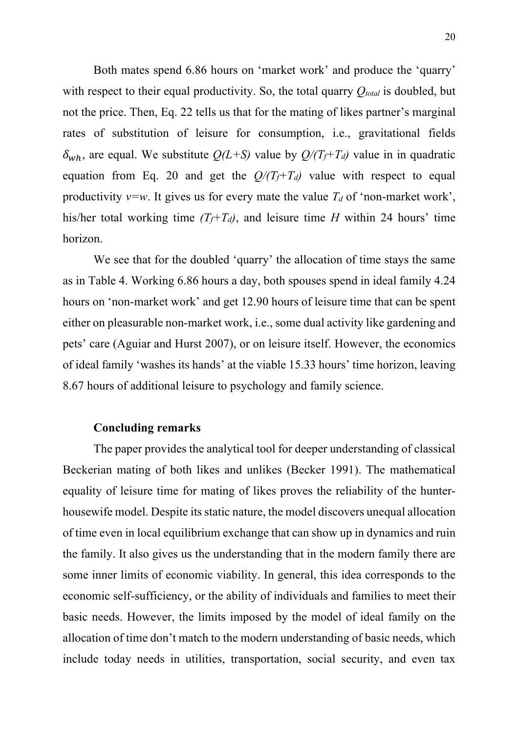Both mates spend 6.86 hours on 'market work' and produce the 'quarry' with respect to their equal productivity. So, the total quarry $Q_{total}$ is doubled, but not the price. Then, Eq. 22 tells us that for the mating of likes partner's marginal rates of substitution of leisure for consumption, i.e., gravitational fields $\delta_{wh}$, are equal. We substitute $Q(L+S)$ value by $Q/(T_f+T_d)$ value in in quadratic equation from Eq. 20 and get the $Q/(T_f+T_d)$ value with respect to equal productivity $v=w$. It gives us for every mate the value $T_d$ of 'non-market work', his/her total working time $(T_f+T_d)$, and leisure time $H$ within 24 hours' time horizon.

We see that for the doubled 'quarry' the allocation of time stays the same as in Table 4. Working 6.86 hours a day, both spouses spend in ideal family 4.24 hours on 'non-market work' and get 12.90 hours of leisure time that can be spent either on pleasurable non-market work, i.e., some dual activity like gardening and pets' care (Aguiar and Hurst 2007), or on leisure itself. However, the economics of ideal family 'washes its hands' at the viable 15.33 hours' time horizon, leaving 8.67 hours of additional leisure to psychology and family science.

## Concluding remarks

The paper provides the analytical tool for deeper understanding of classical Beckerian mating of both likes and unlikes (Becker 1991). The mathematical equality of leisure time for mating of likes proves the reliability of the hunter-housewife model. Despite its static nature, the model discovers unequal allocation of time even in local equilibrium exchange that can show up in dynamics and ruin the family. It also gives us the understanding that in the modern family there are some inner limits of economic viability. In general, this idea corresponds to the economic self-sufficiency, or the ability of individuals and families to meet their basic needs. However, the limits imposed by the model of ideal family on the allocation of time don't match to the modern understanding of basic needs, which include today needs in utilities, transportation, social security, and even tax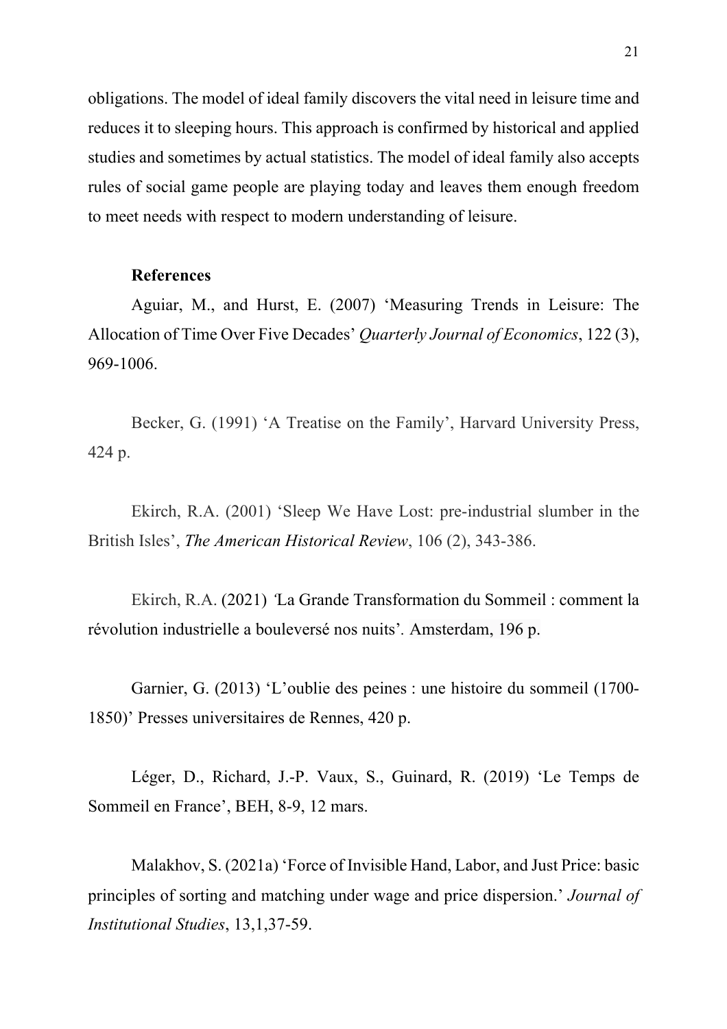obligations. The model of ideal family discovers the vital need in leisure time and reduces it to sleeping hours. This approach is confirmed by historical and applied studies and sometimes by actual statistics. The model of ideal family also accepts rules of social game people are playing today and leaves them enough freedom to meet needs with respect to modern understanding of leisure.

**References**

Aguiar, M., and Hurst, E. (2007) 'Measuring Trends in Leisure: The Allocation of Time Over Five Decades' *Quarterly Journal of Economics*, 122 (3), 969-1006.

Becker, G. (1991) 'A Treatise on the Family', Harvard University Press, 424 p.

Ekirch, R.A. (2001) 'Sleep We Have Lost: pre-industrial slumber in the British Isles', *The American Historical Review*, 106 (2), 343-386.

Ekirch, R.A. (2021) 'La Grande Transformation du Sommeil : comment la révolution industrielle a bouleversé nos nuits'. Amsterdam, 196 p.

Garnier, G. (2013) 'L'oublie des peines : une histoire du sommeil (1700-1850)' Presses universitaires de Rennes, 420 p.

Léger, D., Richard, J.-P. Vaux, S., Guinard, R. (2019) 'Le Temps de Sommeil en France', BEH, 8-9, 12 mars.

Malakhov, S. (2021a) 'Force of Invisible Hand, Labor, and Just Price: basic principles of sorting and matching under wage and price dispersion.' *Journal of Institutional Studies*, 13,1,37-59.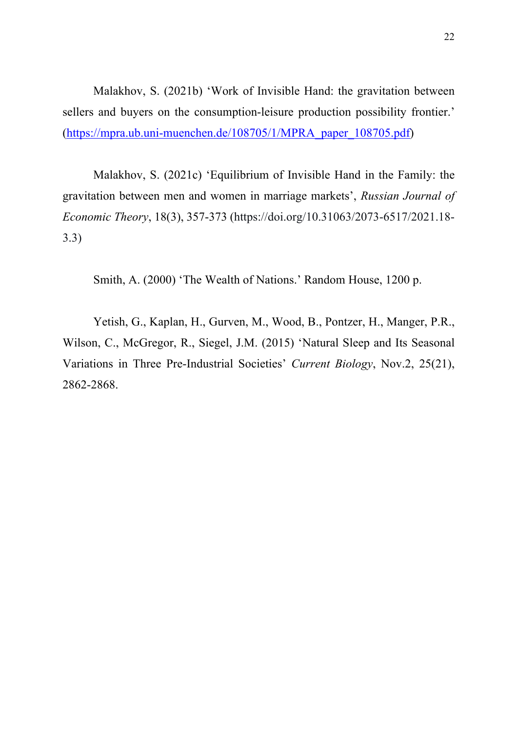Malakhov, S. (2021b) 'Work of Invisible Hand: the gravitation between sellers and buyers on the consumption-leisure production possibility frontier.' (https://mpra.ub.uni-muenchen.de/108705/1/MPRA_paper_108705.pdf)

Malakhov, S. (2021c) 'Equilibrium of Invisible Hand in the Family: the gravitation between men and women in marriage markets', *Russian Journal of Economic Theory*, 18(3), 357-373 (https://doi.org/10.31063/2073-6517/2021.18-3.3)

Smith, A. (2000) 'The Wealth of Nations.' Random House, 1200 p.

Yetish, G., Kaplan, H., Gurven, M., Wood, B., Pontzer, H., Manger, P.R., Wilson, C., McGregor, R., Siegel, J.M. (2015) 'Natural Sleep and Its Seasonal Variations in Three Pre-Industrial Societies' *Current Biology*, Nov.2, 25(21), 2862-2868.